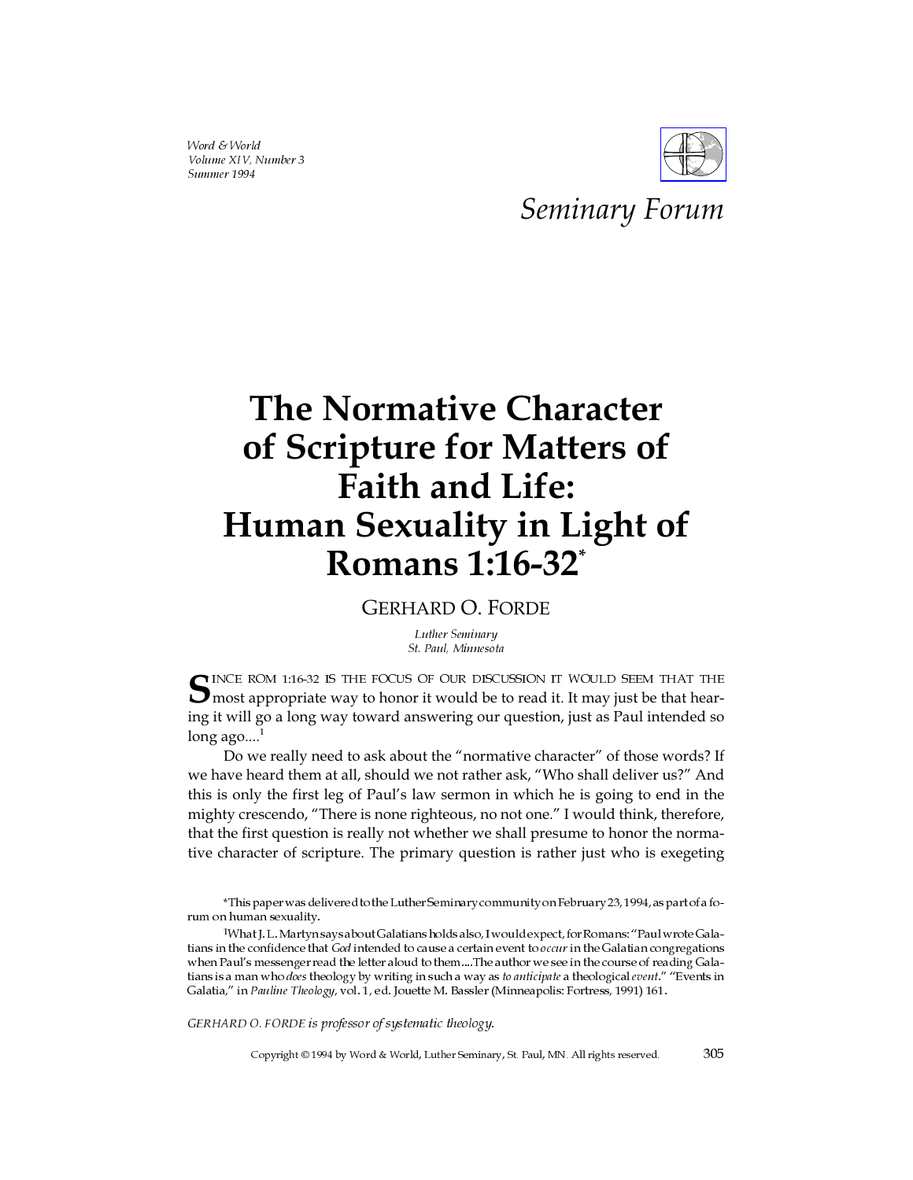*Word & World*
*Volume XIV, Number 3*
*Summer 1994*

*Seminary Forum*

# The Normative Character of Scripture for Matters of Faith and Life: Human Sexuality in Light of Romans 1:16-32*

GERHARD O. FORDE

*Luther Seminary*
*St. Paul, Minnesota*

SINCE ROM 1:16-32 IS THE FOCUS OF OUR DISCUSSION IT WOULD SEEM THAT THE most appropriate way to honor it would be to read it. It may just be that hearing it will go a long way toward answering our question, just as Paul intended so long ago....[1]

Do we really need to ask about the "normative character" of those words? If we have heard them at all, should we not rather ask, "Who shall deliver us?" And this is only the first leg of Paul's law sermon in which he is going to end in the mighty crescendo, "There is none righteous, no not one." I would think, therefore, that the first question is really not whether we shall presume to honor the normative character of scripture. The primary question is rather just who is exegeting

*This paper was delivered to the Luther Seminary community on February 23, 1994, as part of a forum on human sexuality.

[1]What J. L. Martyn says about Galatians holds also, I would expect, for Romans: "Paul wrote Galatians in the confidence that *God* intended to cause a certain event to *occur* in the Galatian congregations when Paul's messenger read the letter aloud to them....The author we see in the course of reading Galatians is a man who *does* theology by writing in such a way as *to anticipate* a theological *event*." "Events in Galatia," in *Pauline Theology*, vol. 1, ed. Jouette M. Bassler (Minneapolis: Fortress, 1991) 161.

*GERHARD O. FORDE is professor of systematic theology.*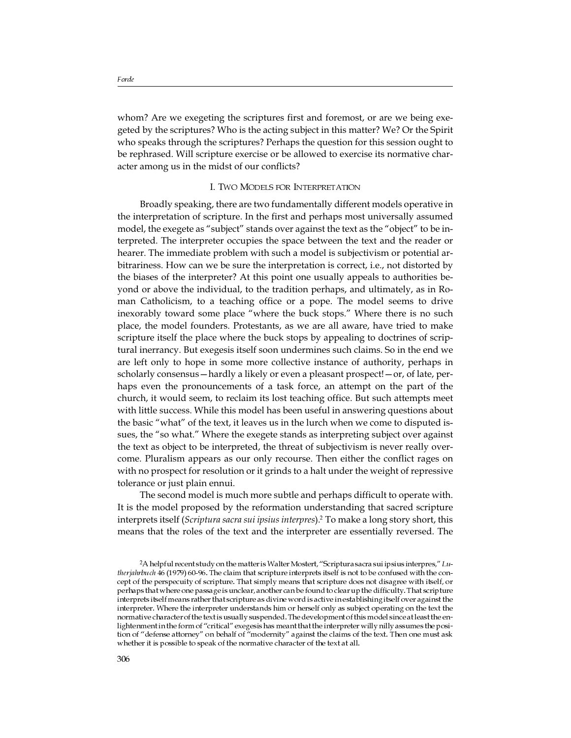whom? Are we exegeting the scriptures first and foremost, or are we being exegeted by the scriptures? Who is the acting subject in this matter? We? Or the Spirit who speaks through the scriptures? Perhaps the question for this session ought to be rephrased. Will scripture exercise or be allowed to exercise its normative character among us in the midst of our conflicts?

## I. Two Models for Interpretation

Broadly speaking, there are two fundamentally different models operative in the interpretation of scripture. In the first and perhaps most universally assumed model, the exegete as "subject" stands over against the text as the "object" to be interpreted. The interpreter occupies the space between the text and the reader or hearer. The immediate problem with such a model is subjectivism or potential arbitrariness. How can we be sure the interpretation is correct, i.e., not distorted by the biases of the interpreter? At this point one usually appeals to authorities beyond or above the individual, to the tradition perhaps, and ultimately, as in Roman Catholicism, to a teaching office or a pope. The model seems to drive inexorably toward some place "where the buck stops." Where there is no such place, the model founders. Protestants, as we are all aware, have tried to make scripture itself the place where the buck stops by appealing to doctrines of scriptural inerrancy. But exegesis itself soon undermines such claims. So in the end we are left only to hope in some more collective instance of authority, perhaps in scholarly consensus—hardly a likely or even a pleasant prospect!—or, of late, perhaps even the pronouncements of a task force, an attempt on the part of the church, it would seem, to reclaim its lost teaching office. But such attempts meet with little success. While this model has been useful in answering questions about the basic "what" of the text, it leaves us in the lurch when we come to disputed issues, the "so what." Where the exegete stands as interpreting subject over against the text as object to be interpreted, the threat of subjectivism is never really overcome. Pluralism appears as our only recourse. Then either the conflict rages on with no prospect for resolution or it grinds to a halt under the weight of repressive tolerance or just plain ennui.

The second model is much more subtle and perhaps difficult to operate with. It is the model proposed by the reformation understanding that sacred scripture interprets itself (*Scriptura sacra sui ipsius interpres*).[2] To make a long story short, this means that the roles of the text and the interpreter are essentially reversed. The

[2]A helpful recent study on the matter is Walter Mostert, "Scriptura sacra sui ipsius interpres," *Lutherjahrbuch* 46 (1979) 60-96. The claim that scripture interprets itself is not to be confused with the concept of the perspecuity of scripture. That simply means that scripture does not disagree with itself, or perhaps that where one passage is unclear, another can be found to clear up the difficulty. That scripture interprets itself means rather that scripture as divine word is active in establishing itself over against the interpreter. Where the interpreter understands him or herself only as subject operating on the text the normative character of the text is usually suspended. The development of this model since at least the enlightenment in the form of "critical" exegesis has meant that the interpreter willy nilly assumes the position of "defense attorney" on behalf of "modernity" against the claims of the text. Then one must ask whether it is possible to speak of the normative character of the text at all.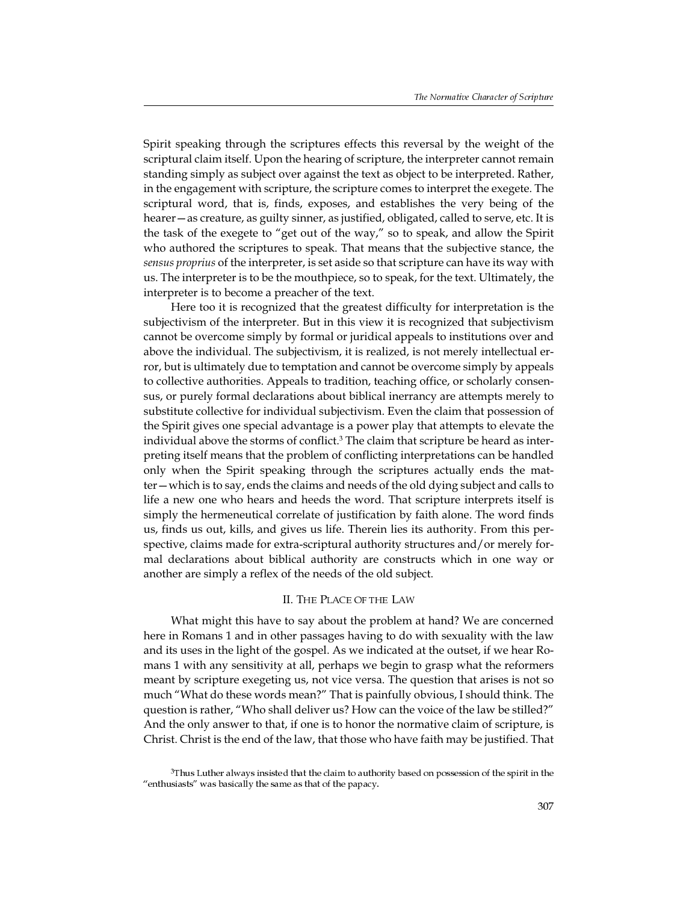Spirit speaking through the scriptures effects this reversal by the weight of the scriptural claim itself. Upon the hearing of scripture, the interpreter cannot remain standing simply as subject over against the text as object to be interpreted. Rather, in the engagement with scripture, the scripture comes to interpret the exegete. The scriptural word, that is, finds, exposes, and establishes the very being of the hearer—as creature, as guilty sinner, as justified, obligated, called to serve, etc. It is the task of the exegete to "get out of the way," so to speak, and allow the Spirit who authored the scriptures to speak. That means that the subjective stance, the *sensus proprius* of the interpreter, is set aside so that scripture can have its way with us. The interpreter is to be the mouthpiece, so to speak, for the text. Ultimately, the interpreter is to become a preacher of the text.

Here too it is recognized that the greatest difficulty for interpretation is the subjectivism of the interpreter. But in this view it is recognized that subjectivism cannot be overcome simply by formal or juridical appeals to institutions over and above the individual. The subjectivism, it is realized, is not merely intellectual error, but is ultimately due to temptation and cannot be overcome simply by appeals to collective authorities. Appeals to tradition, teaching office, or scholarly consensus, or purely formal declarations about biblical inerrancy are attempts merely to substitute collective for individual subjectivism. Even the claim that possession of the Spirit gives one special advantage is a power play that attempts to elevate the individual above the storms of conflict.[3] The claim that scripture be heard as interpreting itself means that the problem of conflicting interpretations can be handled only when the Spirit speaking through the scriptures actually ends the matter—which is to say, ends the claims and needs of the old dying subject and calls to life a new one who hears and heeds the word. That scripture interprets itself is simply the hermeneutical correlate of justification by faith alone. The word finds us, finds us out, kills, and gives us life. Therein lies its authority. From this perspective, claims made for extra-scriptural authority structures and/or merely formal declarations about biblical authority are constructs which in one way or another are simply a reflex of the needs of the old subject.

## II. The Place of the Law

What might this have to say about the problem at hand? We are concerned here in Romans 1 and in other passages having to do with sexuality with the law and its uses in the light of the gospel. As we indicated at the outset, if we hear Romans 1 with any sensitivity at all, perhaps we begin to grasp what the reformers meant by scripture exegeting us, not vice versa. The question that arises is not so much "What do these words mean?" That is painfully obvious, I should think. The question is rather, "Who shall deliver us? How can the voice of the law be stilled?" And the only answer to that, if one is to honor the normative claim of scripture, is Christ. Christ is the end of the law, that those who have faith may be justified. That

[3]Thus Luther always insisted that the claim to authority based on possession of the spirit in the "enthusiasts" was basically the same as that of the papacy.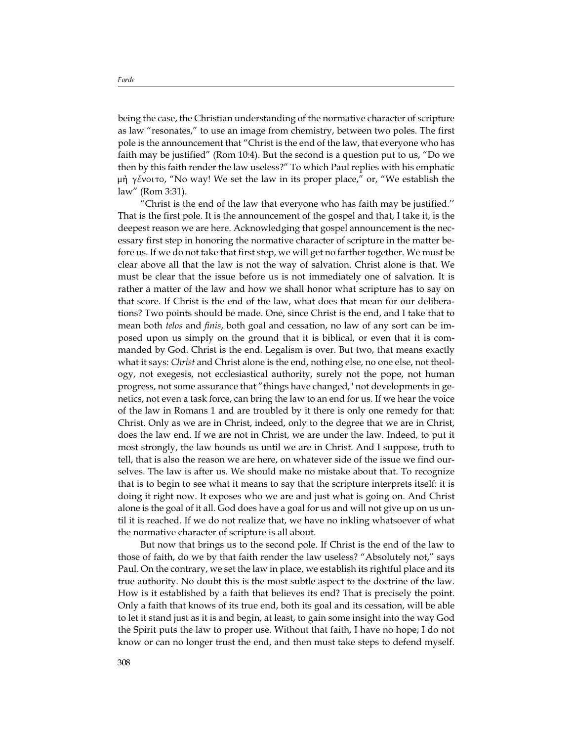being the case, the Christian understanding of the normative character of scripture as law "resonates," to use an image from chemistry, between two poles. The first pole is the announcement that "Christ is the end of the law, that everyone who has faith may be justified" (Rom 10:4). But the second is a question put to us, "Do we then by this faith render the law useless?" To which Paul replies with his emphatic μὴ γένοιτο, "No way! We set the law in its proper place," or, "We establish the law" (Rom 3:31).

"Christ is the end of the law that everyone who has faith may be justified.'' That is the first pole. It is the announcement of the gospel and that, I take it, is the deepest reason we are here. Acknowledging that gospel announcement is the necessary first step in honoring the normative character of scripture in the matter before us. If we do not take that first step, we will get no farther together. We must be clear above all that the law is not the way of salvation. Christ alone is that. We must be clear that the issue before us is not immediately one of salvation. It is rather a matter of the law and how we shall honor what scripture has to say on that score. If Christ is the end of the law, what does that mean for our deliberations? Two points should be made. One, since Christ is the end, and I take that to mean both *telos* and *finis*, both goal and cessation, no law of any sort can be imposed upon us simply on the ground that it is biblical, or even that it is commanded by God. Christ is the end. Legalism is over. But two, that means exactly what it says: *Christ* and Christ alone is the end, nothing else, no one else, not theology, not exegesis, not ecclesiastical authority, surely not the pope, not human progress, not some assurance that "things have changed," not developments in genetics, not even a task force, can bring the law to an end for us. If we hear the voice of the law in Romans 1 and are troubled by it there is only one remedy for that: Christ. Only as we are in Christ, indeed, only to the degree that we are in Christ, does the law end. If we are not in Christ, we are under the law. Indeed, to put it most strongly, the law hounds us until we are in Christ. And I suppose, truth to tell, that is also the reason we are here, on whatever side of the issue we find ourselves. The law is after us. We should make no mistake about that. To recognize that is to begin to see what it means to say that the scripture interprets itself: it is doing it right now. It exposes who we are and just what is going on. And Christ alone is the goal of it all. God does have a goal for us and will not give up on us until it is reached. If we do not realize that, we have no inkling whatsoever of what the normative character of scripture is all about.

But now that brings us to the second pole. If Christ is the end of the law to those of faith, do we by that faith render the law useless? "Absolutely not," says Paul. On the contrary, we set the law in place, we establish its rightful place and its true authority. No doubt this is the most subtle aspect to the doctrine of the law. How is it established by a faith that believes its end? That is precisely the point. Only a faith that knows of its true end, both its goal and its cessation, will be able to let it stand just as it is and begin, at least, to gain some insight into the way God the Spirit puts the law to proper use. Without that faith, I have no hope; I do not know or can no longer trust the end, and then must take steps to defend myself.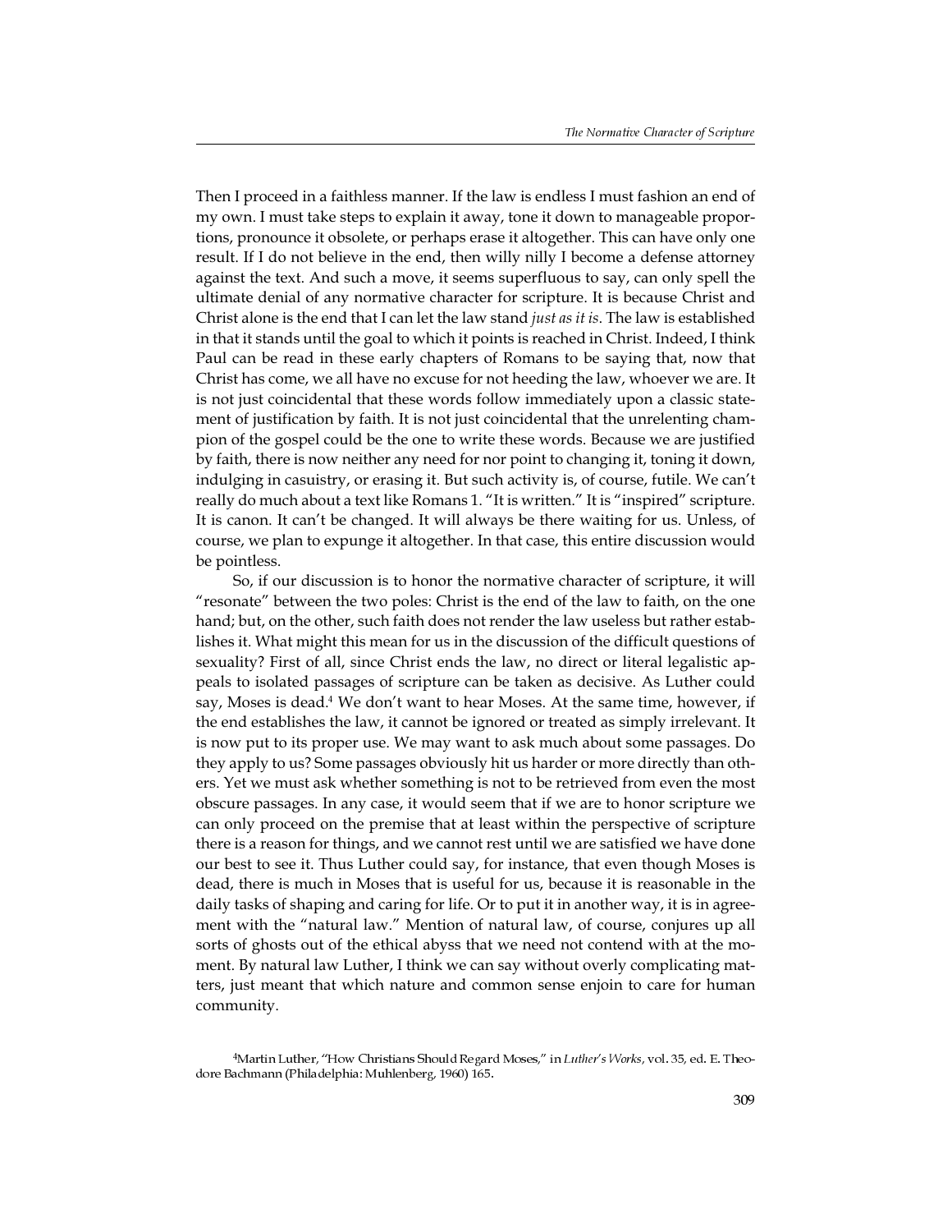Then I proceed in a faithless manner. If the law is endless I must fashion an end of my own. I must take steps to explain it away, tone it down to manageable proportions, pronounce it obsolete, or perhaps erase it altogether. This can have only one result. If I do not believe in the end, then willy nilly I become a defense attorney against the text. And such a move, it seems superfluous to say, can only spell the ultimate denial of any normative character for scripture. It is because Christ and Christ alone is the end that I can let the law stand *just as it is*. The law is established in that it stands until the goal to which it points is reached in Christ. Indeed, I think Paul can be read in these early chapters of Romans to be saying that, now that Christ has come, we all have no excuse for not heeding the law, whoever we are. It is not just coincidental that these words follow immediately upon a classic statement of justification by faith. It is not just coincidental that the unrelenting champion of the gospel could be the one to write these words. Because we are justified by faith, there is now neither any need for nor point to changing it, toning it down, indulging in casuistry, or erasing it. But such activity is, of course, futile. We can't really do much about a text like Romans 1. "It is written." It is "inspired" scripture. It is canon. It can't be changed. It will always be there waiting for us. Unless, of course, we plan to expunge it altogether. In that case, this entire discussion would be pointless.

So, if our discussion is to honor the normative character of scripture, it will "resonate" between the two poles: Christ is the end of the law to faith, on the one hand; but, on the other, such faith does not render the law useless but rather establishes it. What might this mean for us in the discussion of the difficult questions of sexuality? First of all, since Christ ends the law, no direct or literal legalistic appeals to isolated passages of scripture can be taken as decisive. As Luther could say, Moses is dead.[4] We don't want to hear Moses. At the same time, however, if the end establishes the law, it cannot be ignored or treated as simply irrelevant. It is now put to its proper use. We may want to ask much about some passages. Do they apply to us? Some passages obviously hit us harder or more directly than others. Yet we must ask whether something is not to be retrieved from even the most obscure passages. In any case, it would seem that if we are to honor scripture we can only proceed on the premise that at least within the perspective of scripture there is a reason for things, and we cannot rest until we are satisfied we have done our best to see it. Thus Luther could say, for instance, that even though Moses is dead, there is much in Moses that is useful for us, because it is reasonable in the daily tasks of shaping and caring for life. Or to put it in another way, it is in agreement with the "natural law." Mention of natural law, of course, conjures up all sorts of ghosts out of the ethical abyss that we need not contend with at the moment. By natural law Luther, I think we can say without overly complicating matters, just meant that which nature and common sense enjoin to care for human community.

[4]Martin Luther, "How Christians Should Regard Moses," in *Luther's Works*, vol. 35, ed. E. Theodore Bachmann (Philadelphia: Muhlenberg, 1960) 165.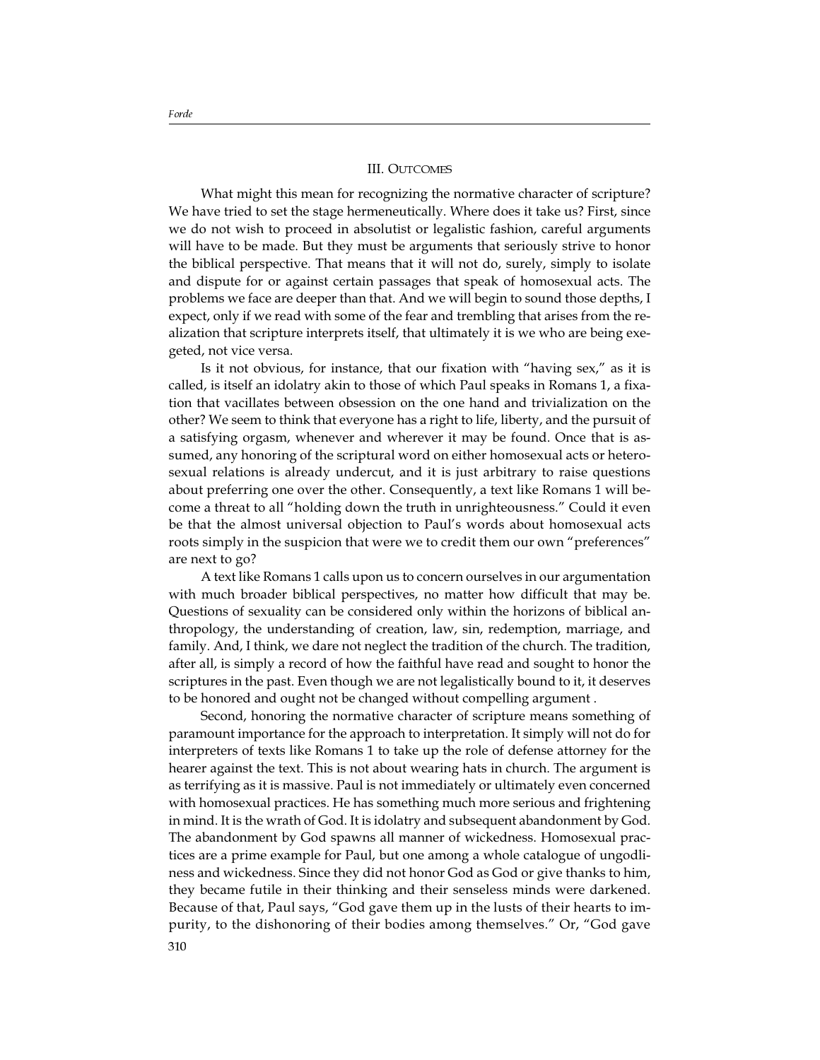## III. Outcomes

What might this mean for recognizing the normative character of scripture? We have tried to set the stage hermeneutically. Where does it take us? First, since we do not wish to proceed in absolutist or legalistic fashion, careful arguments will have to be made. But they must be arguments that seriously strive to honor the biblical perspective. That means that it will not do, surely, simply to isolate and dispute for or against certain passages that speak of homosexual acts. The problems we face are deeper than that. And we will begin to sound those depths, I expect, only if we read with some of the fear and trembling that arises from the realization that scripture interprets itself, that ultimately it is we who are being exegeted, not vice versa.

Is it not obvious, for instance, that our fixation with "having sex," as it is called, is itself an idolatry akin to those of which Paul speaks in Romans 1, a fixation that vacillates between obsession on the one hand and trivialization on the other? We seem to think that everyone has a right to life, liberty, and the pursuit of a satisfying orgasm, whenever and wherever it may be found. Once that is assumed, any honoring of the scriptural word on either homosexual acts or heterosexual relations is already undercut, and it is just arbitrary to raise questions about preferring one over the other. Consequently, a text like Romans 1 will become a threat to all "holding down the truth in unrighteousness." Could it even be that the almost universal objection to Paul's words about homosexual acts roots simply in the suspicion that were we to credit them our own "preferences" are next to go?

A text like Romans 1 calls upon us to concern ourselves in our argumentation with much broader biblical perspectives, no matter how difficult that may be. Questions of sexuality can be considered only within the horizons of biblical anthropology, the understanding of creation, law, sin, redemption, marriage, and family. And, I think, we dare not neglect the tradition of the church. The tradition, after all, is simply a record of how the faithful have read and sought to honor the scriptures in the past. Even though we are not legalistically bound to it, it deserves to be honored and ought not be changed without compelling argument .

Second, honoring the normative character of scripture means something of paramount importance for the approach to interpretation. It simply will not do for interpreters of texts like Romans 1 to take up the role of defense attorney for the hearer against the text. This is not about wearing hats in church. The argument is as terrifying as it is massive. Paul is not immediately or ultimately even concerned with homosexual practices. He has something much more serious and frightening in mind. It is the wrath of God. It is idolatry and subsequent abandonment by God. The abandonment by God spawns all manner of wickedness. Homosexual practices are a prime example for Paul, but one among a whole catalogue of ungodliness and wickedness. Since they did not honor God as God or give thanks to him, they became futile in their thinking and their senseless minds were darkened. Because of that, Paul says, "God gave them up in the lusts of their hearts to impurity, to the dishonoring of their bodies among themselves." Or, "God gave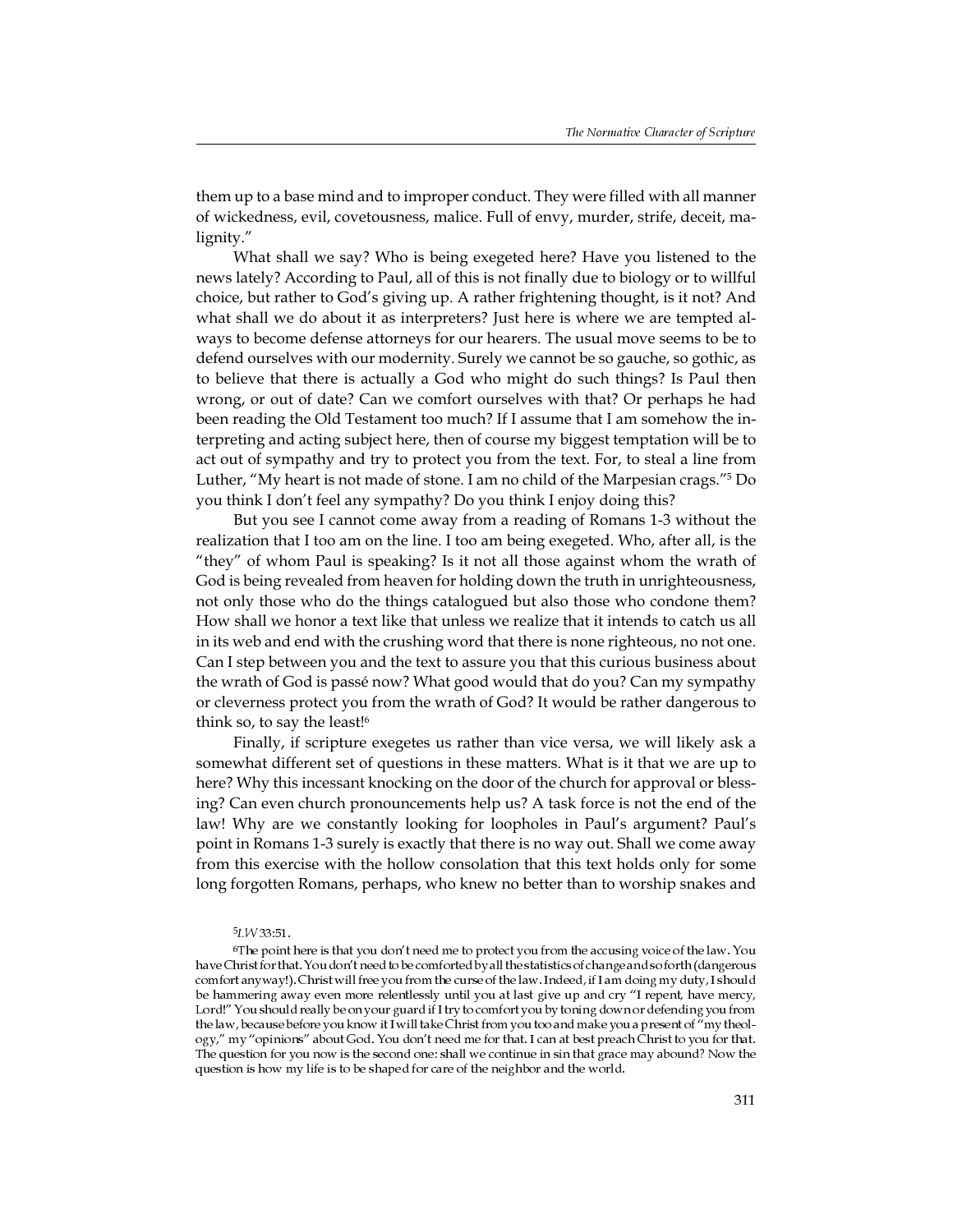them up to a base mind and to improper conduct. They were filled with all manner of wickedness, evil, covetousness, malice. Full of envy, murder, strife, deceit, malignity."

What shall we say? Who is being exegeted here? Have you listened to the news lately? According to Paul, all of this is not finally due to biology or to willful choice, but rather to God's giving up. A rather frightening thought, is it not? And what shall we do about it as interpreters? Just here is where we are tempted always to become defense attorneys for our hearers. The usual move seems to be to defend ourselves with our modernity. Surely we cannot be so gauche, so gothic, as to believe that there is actually a God who might do such things? Is Paul then wrong, or out of date? Can we comfort ourselves with that? Or perhaps he had been reading the Old Testament too much? If I assume that I am somehow the interpreting and acting subject here, then of course my biggest temptation will be to act out of sympathy and try to protect you from the text. For, to steal a line from Luther, "My heart is not made of stone. I am no child of the Marpesian crags."[5] Do you think I don't feel any sympathy? Do you think I enjoy doing this?

But you see I cannot come away from a reading of Romans 1-3 without the realization that I too am on the line. I too am being exegeted. Who, after all, is the "they" of whom Paul is speaking? Is it not all those against whom the wrath of God is being revealed from heaven for holding down the truth in unrighteousness, not only those who do the things catalogued but also those who condone them? How shall we honor a text like that unless we realize that it intends to catch us all in its web and end with the crushing word that there is none righteous, no not one. Can I step between you and the text to assure you that this curious business about the wrath of God is passé now? What good would that do you? Can my sympathy or cleverness protect you from the wrath of God? It would be rather dangerous to think so, to say the least![6]

Finally, if scripture exegetes us rather than vice versa, we will likely ask a somewhat different set of questions in these matters. What is it that we are up to here? Why this incessant knocking on the door of the church for approval or blessing? Can even church pronouncements help us? A task force is not the end of the law! Why are we constantly looking for loopholes in Paul's argument? Paul's point in Romans 1-3 surely is exactly that there is no way out. Shall we come away from this exercise with the hollow consolation that this text holds only for some long forgotten Romans, perhaps, who knew no better than to worship snakes and

---

[5] *LW* 33:51.

[6] The point here is that you don't need me to protect you from the accusing voice of the law. You have Christ for that. You don't need to be comforted by all the statistics of change and so forth (dangerous comfort anyway!). Christ will free you from the curse of the law. Indeed, if I am doing my duty, I should be hammering away even more relentlessly until you at last give up and cry "I repent, have mercy, Lord!" You should really be on your guard if I try to comfort you by toning down or defending you from the law, because before you know it I will take Christ from you too and make you a present of "my theology," my "opinions" about God. You don't need me for that. I can at best preach Christ to you for that. The question for you now is the second one: shall we continue in sin that grace may abound? Now the question is how my life is to be shaped for care of the neighbor and the world.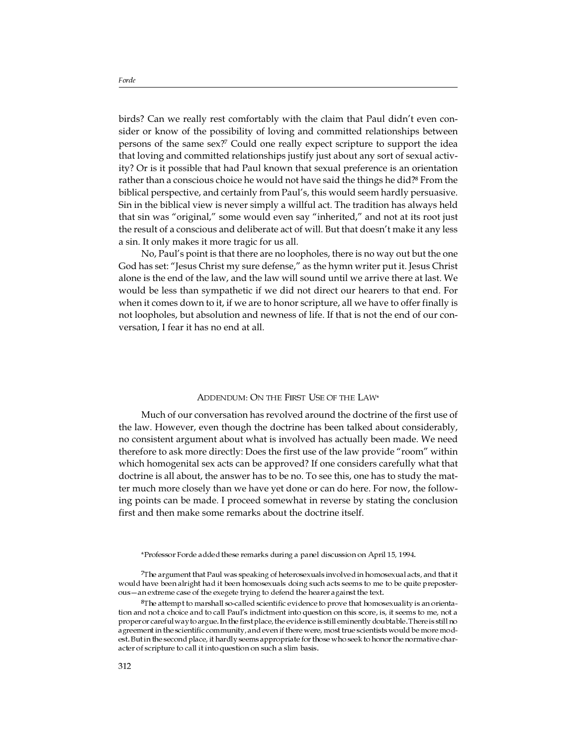birds? Can we really rest comfortably with the claim that Paul didn't even consider or know of the possibility of loving and committed relationships between persons of the same sex?[7] Could one really expect scripture to support the idea that loving and committed relationships justify just about any sort of sexual activity? Or is it possible that had Paul known that sexual preference is an orientation rather than a conscious choice he would not have said the things he did?[8] From the biblical perspective, and certainly from Paul's, this would seem hardly persuasive. Sin in the biblical view is never simply a willful act. The tradition has always held that sin was "original," some would even say "inherited," and not at its root just the result of a conscious and deliberate act of will. But that doesn't make it any less a sin. It only makes it more tragic for us all.

No, Paul's point is that there are no loopholes, there is no way out but the one God has set: "Jesus Christ my sure defense," as the hymn writer put it. Jesus Christ alone is the end of the law, and the law will sound until we arrive there at last. We would be less than sympathetic if we did not direct our hearers to that end. For when it comes down to it, if we are to honor scripture, all we have to offer finally is not loopholes, but absolution and newness of life. If that is not the end of our conversation, I fear it has no end at all.

## Addendum: On the First Use of the Law*

Much of our conversation has revolved around the doctrine of the first use of the law. However, even though the doctrine has been talked about considerably, no consistent argument about what is involved has actually been made. We need therefore to ask more directly: Does the first use of the law provide "room" within which homogenital sex acts can be approved? If one considers carefully what that doctrine is all about, the answer has to be no. To see this, one has to study the matter much more closely than we have yet done or can do here. For now, the following points can be made. I proceed somewhat in reverse by stating the conclusion first and then make some remarks about the doctrine itself.

*Professor Forde added these remarks during a panel discussion on April 15, 1994.

[7]The argument that Paul was speaking of heterosexuals involved in homosexual acts, and that it would have been alright had it been homosexuals doing such acts seems to me to be quite preposterous—an extreme case of the exegete trying to defend the hearer against the text.

[8]The attempt to marshall so-called scientific evidence to prove that homosexuality is an orientation and not a choice and to call Paul's indictment into question on this score, is, it seems to me, not a proper or careful way to argue. In the first place, the evidence is still eminently doubtable. There is still no agreement in the scientific community, and even if there were, most true scientists would be more modest. But in the second place, it hardly seems appropriate for those who seek to honor the normative character of scripture to call it into question on such a slim basis.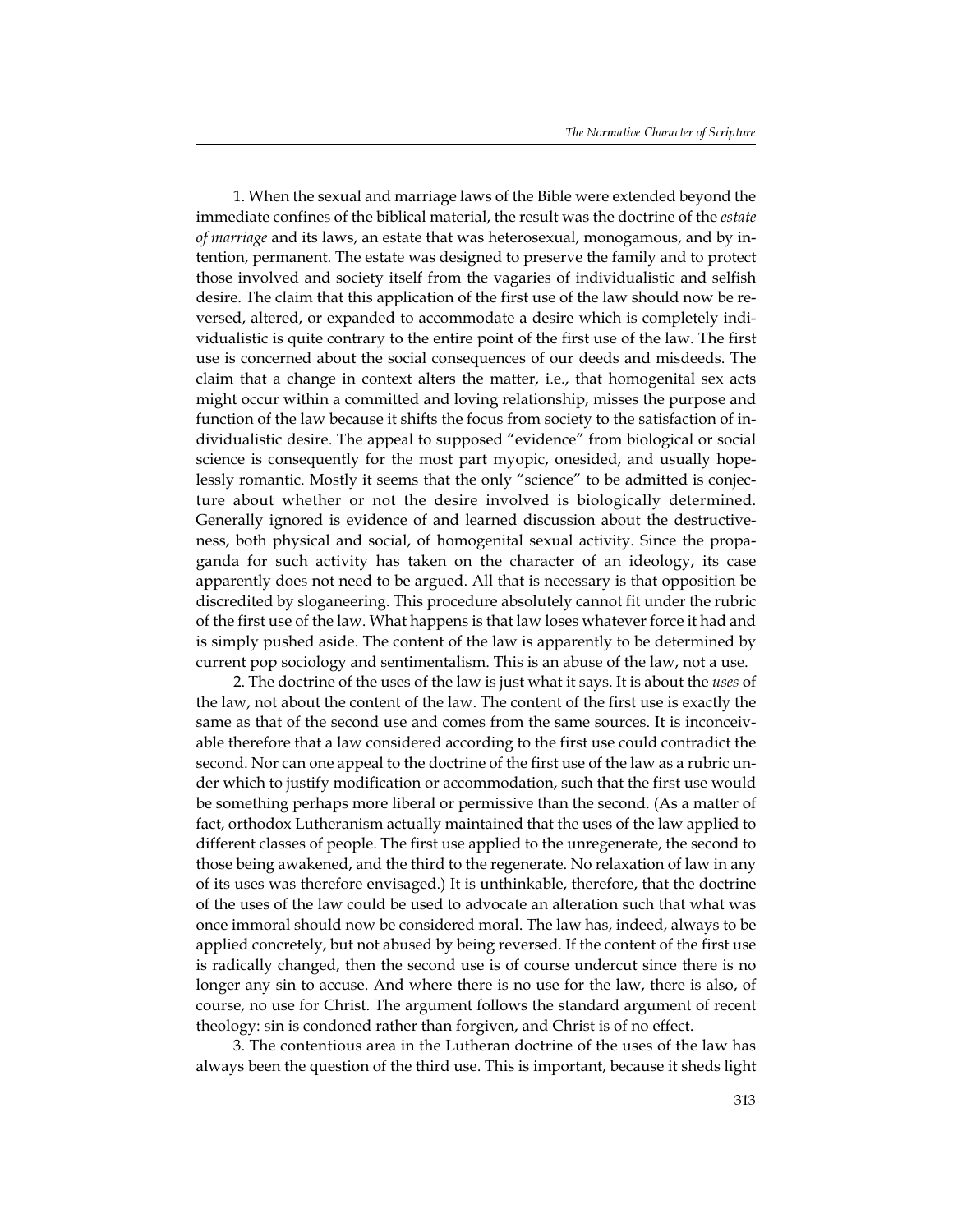1. When the sexual and marriage laws of the Bible were extended beyond the immediate confines of the biblical material, the result was the doctrine of the *estate of marriage* and its laws, an estate that was heterosexual, monogamous, and by intention, permanent. The estate was designed to preserve the family and to protect those involved and society itself from the vagaries of individualistic and selfish desire. The claim that this application of the first use of the law should now be reversed, altered, or expanded to accommodate a desire which is completely individualistic is quite contrary to the entire point of the first use of the law. The first use is concerned about the social consequences of our deeds and misdeeds. The claim that a change in context alters the matter, i.e., that homogenital sex acts might occur within a committed and loving relationship, misses the purpose and function of the law because it shifts the focus from society to the satisfaction of individualistic desire. The appeal to supposed "evidence" from biological or social science is consequently for the most part myopic, onesided, and usually hopelessly romantic. Mostly it seems that the only "science" to be admitted is conjecture about whether or not the desire involved is biologically determined. Generally ignored is evidence of and learned discussion about the destructiveness, both physical and social, of homogenital sexual activity. Since the propaganda for such activity has taken on the character of an ideology, its case apparently does not need to be argued. All that is necessary is that opposition be discredited by sloganeering. This procedure absolutely cannot fit under the rubric of the first use of the law. What happens is that law loses whatever force it had and is simply pushed aside. The content of the law is apparently to be determined by current pop sociology and sentimentalism. This is an abuse of the law, not a use.

2. The doctrine of the uses of the law is just what it says. It is about the *uses* of the law, not about the content of the law. The content of the first use is exactly the same as that of the second use and comes from the same sources. It is inconceivable therefore that a law considered according to the first use could contradict the second. Nor can one appeal to the doctrine of the first use of the law as a rubric under which to justify modification or accommodation, such that the first use would be something perhaps more liberal or permissive than the second. (As a matter of fact, orthodox Lutheranism actually maintained that the uses of the law applied to different classes of people. The first use applied to the unregenerate, the second to those being awakened, and the third to the regenerate. No relaxation of law in any of its uses was therefore envisaged.) It is unthinkable, therefore, that the doctrine of the uses of the law could be used to advocate an alteration such that what was once immoral should now be considered moral. The law has, indeed, always to be applied concretely, but not abused by being reversed. If the content of the first use is radically changed, then the second use is of course undercut since there is no longer any sin to accuse. And where there is no use for the law, there is also, of course, no use for Christ. The argument follows the standard argument of recent theology: sin is condoned rather than forgiven, and Christ is of no effect.

3. The contentious area in the Lutheran doctrine of the uses of the law has always been the question of the third use. This is important, because it sheds light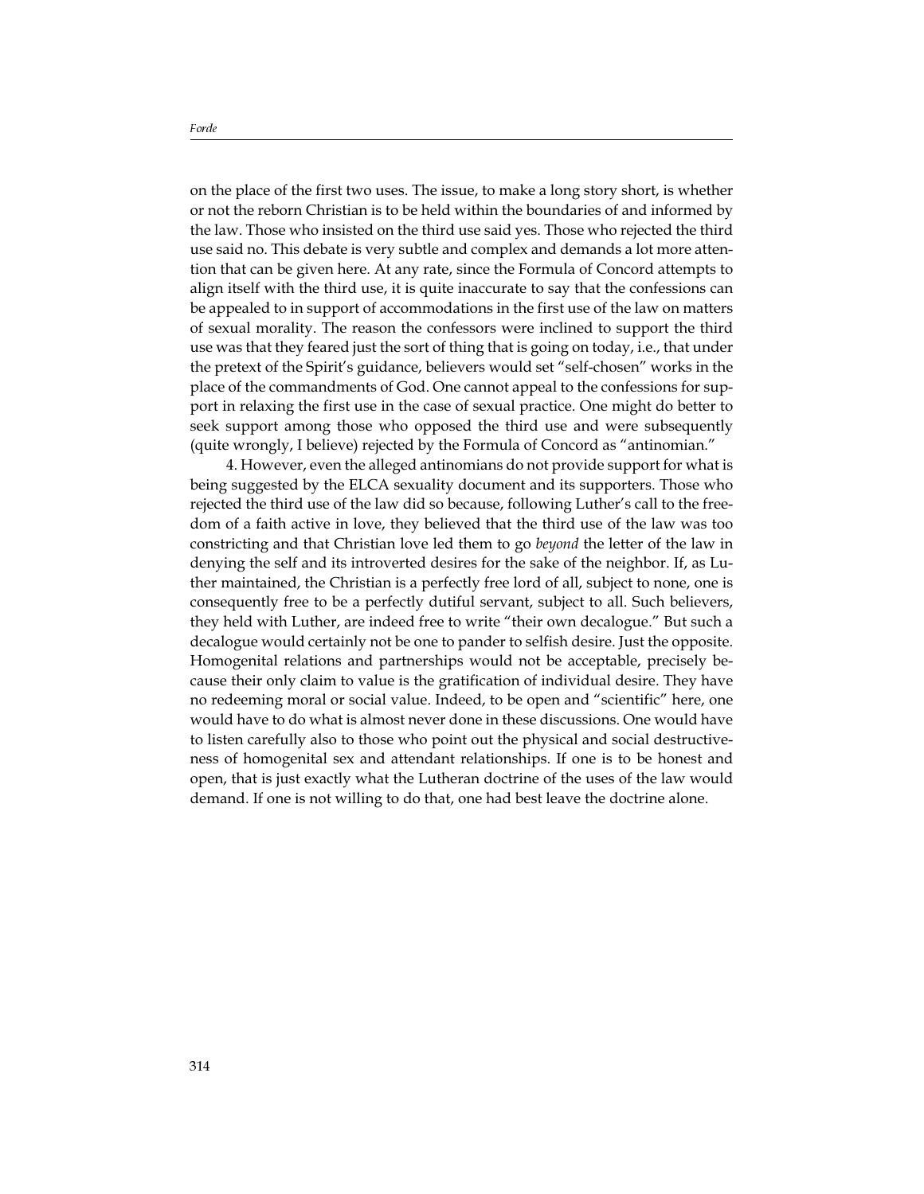on the place of the first two uses. The issue, to make a long story short, is whether or not the reborn Christian is to be held within the boundaries of and informed by the law. Those who insisted on the third use said yes. Those who rejected the third use said no. This debate is very subtle and complex and demands a lot more attention that can be given here. At any rate, since the Formula of Concord attempts to align itself with the third use, it is quite inaccurate to say that the confessions can be appealed to in support of accommodations in the first use of the law on matters of sexual morality. The reason the confessors were inclined to support the third use was that they feared just the sort of thing that is going on today, i.e., that under the pretext of the Spirit's guidance, believers would set "self-chosen" works in the place of the commandments of God. One cannot appeal to the confessions for support in relaxing the first use in the case of sexual practice. One might do better to seek support among those who opposed the third use and were subsequently (quite wrongly, I believe) rejected by the Formula of Concord as "antinomian."

4. However, even the alleged antinomians do not provide support for what is being suggested by the ELCA sexuality document and its supporters. Those who rejected the third use of the law did so because, following Luther's call to the freedom of a faith active in love, they believed that the third use of the law was too constricting and that Christian love led them to go *beyond* the letter of the law in denying the self and its introverted desires for the sake of the neighbor. If, as Luther maintained, the Christian is a perfectly free lord of all, subject to none, one is consequently free to be a perfectly dutiful servant, subject to all. Such believers, they held with Luther, are indeed free to write "their own decalogue." But such a decalogue would certainly not be one to pander to selfish desire. Just the opposite. Homogenital relations and partnerships would not be acceptable, precisely because their only claim to value is the gratification of individual desire. They have no redeeming moral or social value. Indeed, to be open and "scientific" here, one would have to do what is almost never done in these discussions. One would have to listen carefully also to those who point out the physical and social destructiveness of homogenital sex and attendant relationships. If one is to be honest and open, that is just exactly what the Lutheran doctrine of the uses of the law would demand. If one is not willing to do that, one had best leave the doctrine alone.